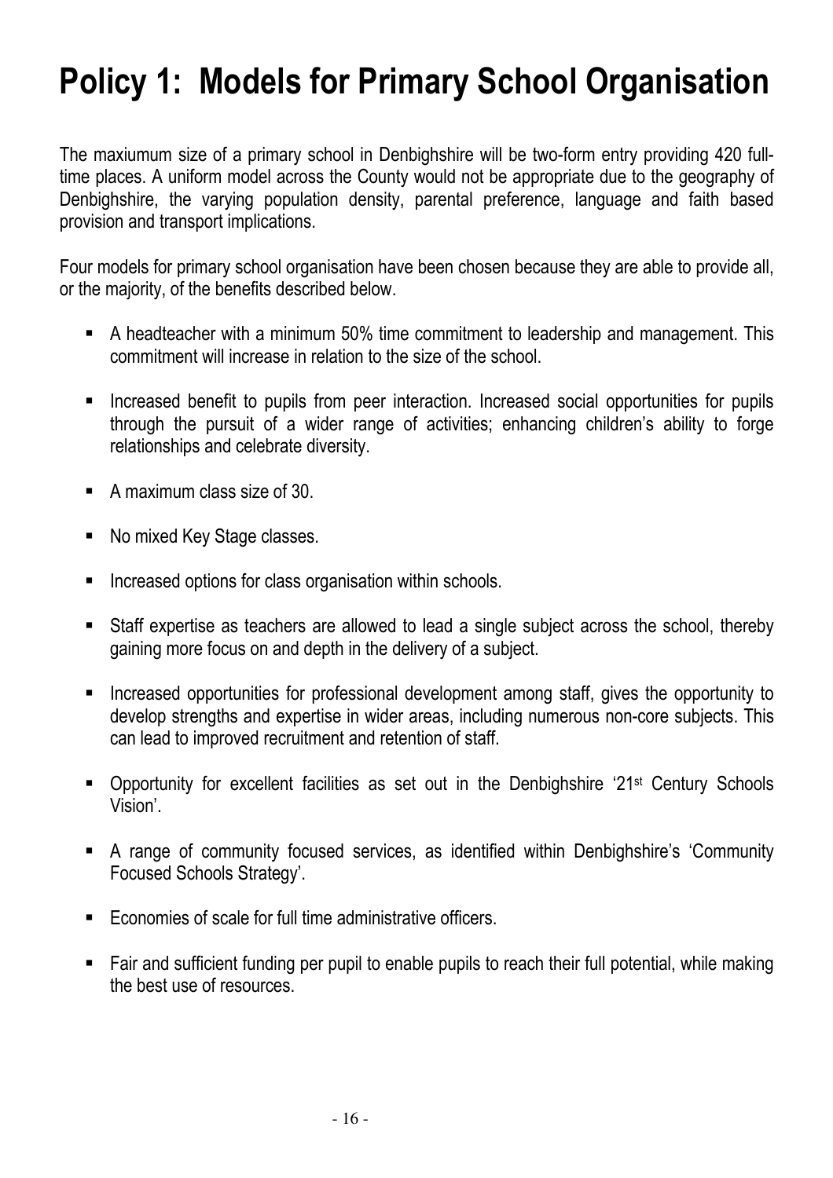# Policy 1: Models for Primary School Organisation

The maxiumum size of a primary school in Denbighshire will be two-form entry providing 420 full-time places. A uniform model across the County would not be appropriate due to the geography of Denbighshire, the varying population density, parental preference, language and faith based provision and transport implications.

Four models for primary school organisation have been chosen because they are able to provide all, or the majority, of the benefits described below.

- A headteacher with a minimum 50% time commitment to leadership and management. This commitment will increase in relation to the size of the school.
- Increased benefit to pupils from peer interaction. Increased social opportunities for pupils through the pursuit of a wider range of activities; enhancing children's ability to forge relationships and celebrate diversity.
- A maximum class size of 30.
- No mixed Key Stage classes.
- Increased options for class organisation within schools.
- Staff expertise as teachers are allowed to lead a single subject across the school, thereby gaining more focus on and depth in the delivery of a subject.
- Increased opportunities for professional development among staff, gives the opportunity to develop strengths and expertise in wider areas, including numerous non-core subjects. This can lead to improved recruitment and retention of staff.
- Opportunity for excellent facilities as set out in the Denbighshire '21st Century Schools Vision'.
- A range of community focused services, as identified within Denbighshire's 'Community Focused Schools Strategy'.
- Economies of scale for full time administrative officers.
- Fair and sufficient funding per pupil to enable pupils to reach their full potential, while making the best use of resources.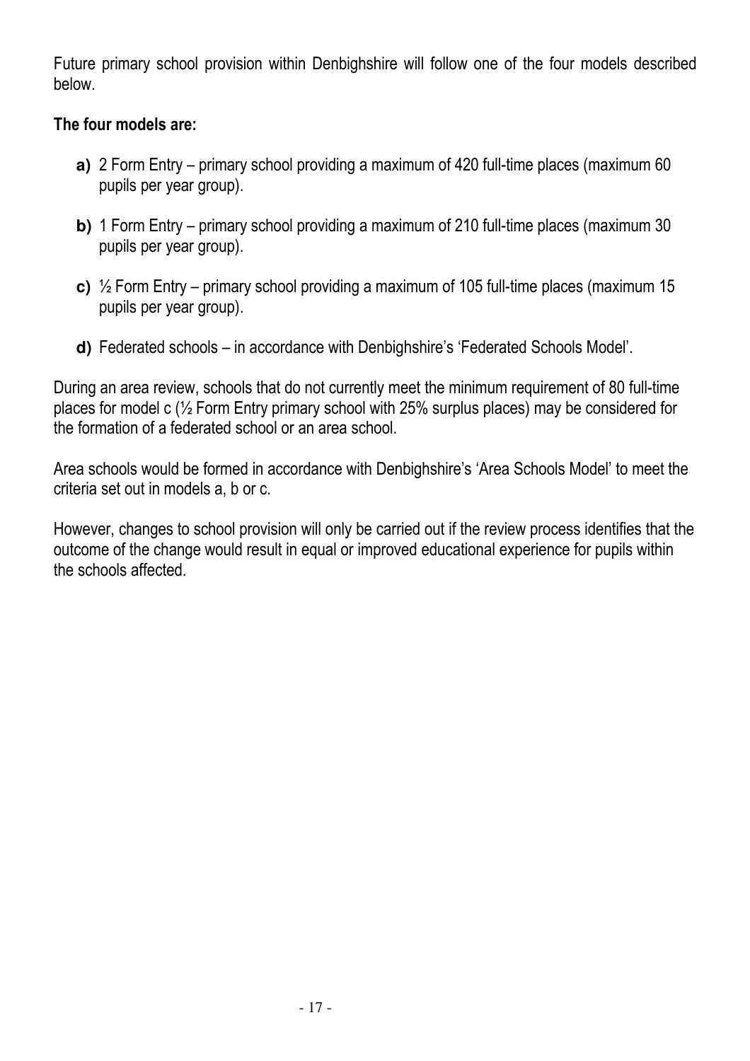Future primary school provision within Denbighshire will follow one of the four models described below.

**The four models are:**

- **a)** 2 Form Entry – primary school providing a maximum of 420 full-time places (maximum 60 pupils per year group).
- **b)** 1 Form Entry – primary school providing a maximum of 210 full-time places (maximum 30 pupils per year group).
- **c)** ½ Form Entry – primary school providing a maximum of 105 full-time places (maximum 15 pupils per year group).
- **d)** Federated schools – in accordance with Denbighshire's 'Federated Schools Model'.

During an area review, schools that do not currently meet the minimum requirement of 80 full-time places for model c (½ Form Entry primary school with 25% surplus places) may be considered for the formation of a federated school or an area school.

Area schools would be formed in accordance with Denbighshire's 'Area Schools Model' to meet the criteria set out in models a, b or c.

However, changes to school provision will only be carried out if the review process identifies that the outcome of the change would result in equal or improved educational experience for pupils within the schools affected.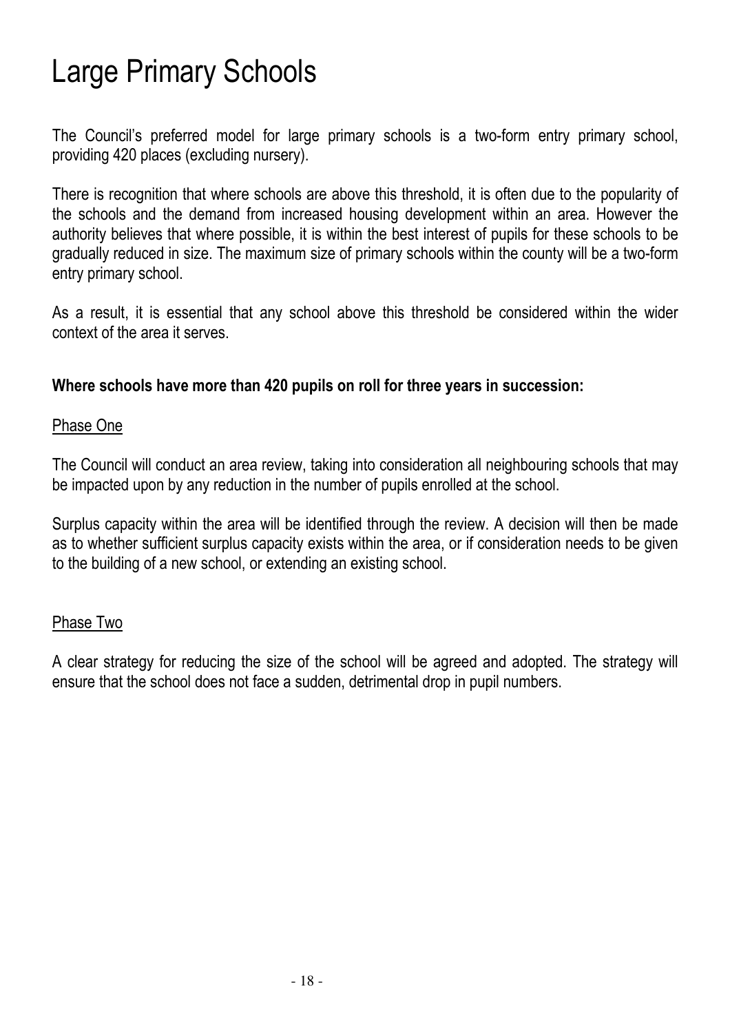# Large Primary Schools

The Council's preferred model for large primary schools is a two-form entry primary school, providing 420 places (excluding nursery).

There is recognition that where schools are above this threshold, it is often due to the popularity of the schools and the demand from increased housing development within an area. However the authority believes that where possible, it is within the best interest of pupils for these schools to be gradually reduced in size. The maximum size of primary schools within the county will be a two-form entry primary school.

As a result, it is essential that any school above this threshold be considered within the wider context of the area it serves.

**Where schools have more than 420 pupils on roll for three years in succession:**

Phase One

The Council will conduct an area review, taking into consideration all neighbouring schools that may be impacted upon by any reduction in the number of pupils enrolled at the school.

Surplus capacity within the area will be identified through the review. A decision will then be made as to whether sufficient surplus capacity exists within the area, or if consideration needs to be given to the building of a new school, or extending an existing school.

Phase Two

A clear strategy for reducing the size of the school will be agreed and adopted. The strategy will ensure that the school does not face a sudden, detrimental drop in pupil numbers.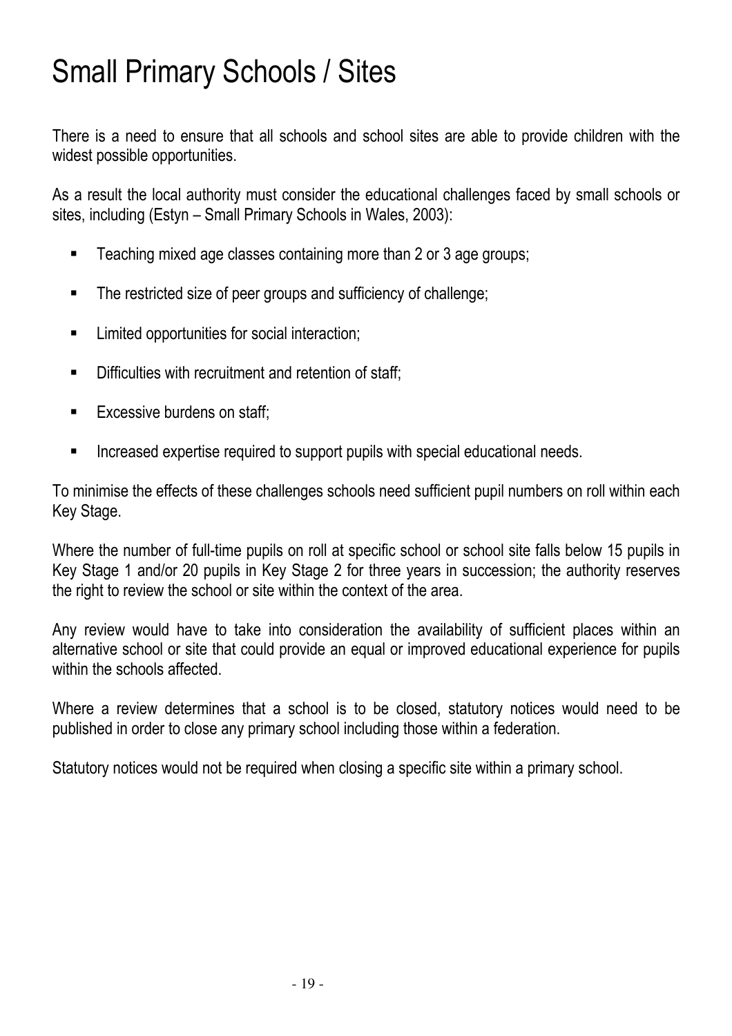# Small Primary Schools / Sites

There is a need to ensure that all schools and school sites are able to provide children with the widest possible opportunities.

As a result the local authority must consider the educational challenges faced by small schools or sites, including (Estyn – Small Primary Schools in Wales, 2003):

- Teaching mixed age classes containing more than 2 or 3 age groups;
- The restricted size of peer groups and sufficiency of challenge;
- Limited opportunities for social interaction;
- Difficulties with recruitment and retention of staff;
- Excessive burdens on staff;
- Increased expertise required to support pupils with special educational needs.

To minimise the effects of these challenges schools need sufficient pupil numbers on roll within each Key Stage.

Where the number of full-time pupils on roll at specific school or school site falls below 15 pupils in Key Stage 1 and/or 20 pupils in Key Stage 2 for three years in succession; the authority reserves the right to review the school or site within the context of the area.

Any review would have to take into consideration the availability of sufficient places within an alternative school or site that could provide an equal or improved educational experience for pupils within the schools affected.

Where a review determines that a school is to be closed, statutory notices would need to be published in order to close any primary school including those within a federation.

Statutory notices would not be required when closing a specific site within a primary school.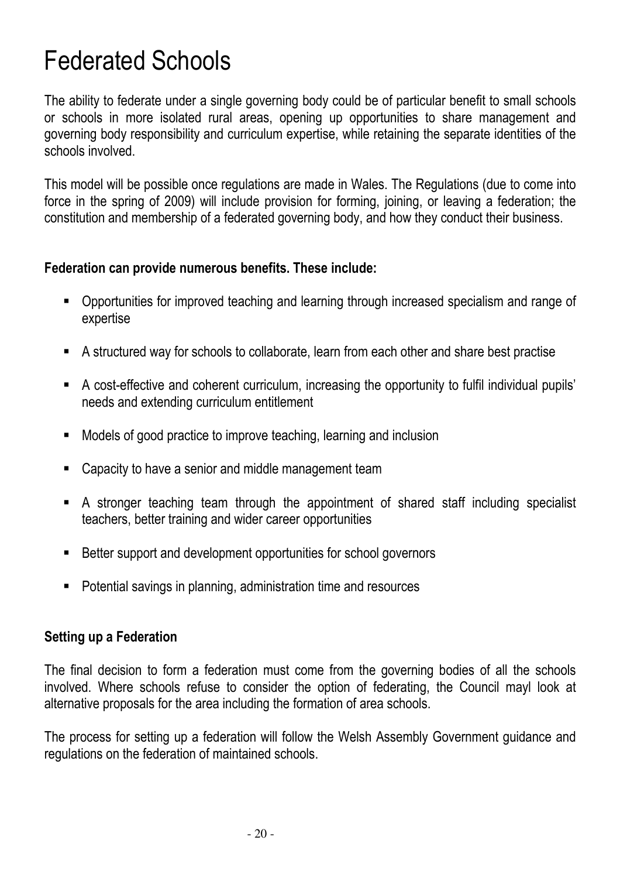# Federated Schools

The ability to federate under a single governing body could be of particular benefit to small schools or schools in more isolated rural areas, opening up opportunities to share management and governing body responsibility and curriculum expertise, while retaining the separate identities of the schools involved.

This model will be possible once regulations are made in Wales. The Regulations (due to come into force in the spring of 2009) will include provision for forming, joining, or leaving a federation; the constitution and membership of a federated governing body, and how they conduct their business.

**Federation can provide numerous benefits. These include:**

- Opportunities for improved teaching and learning through increased specialism and range of expertise
- A structured way for schools to collaborate, learn from each other and share best practise
- A cost-effective and coherent curriculum, increasing the opportunity to fulfil individual pupils' needs and extending curriculum entitlement
- Models of good practice to improve teaching, learning and inclusion
- Capacity to have a senior and middle management team
- A stronger teaching team through the appointment of shared staff including specialist teachers, better training and wider career opportunities
- Better support and development opportunities for school governors
- Potential savings in planning, administration time and resources

**Setting up a Federation**

The final decision to form a federation must come from the governing bodies of all the schools involved. Where schools refuse to consider the option of federating, the Council mayl look at alternative proposals for the area including the formation of area schools.

The process for setting up a federation will follow the Welsh Assembly Government guidance and regulations on the federation of maintained schools.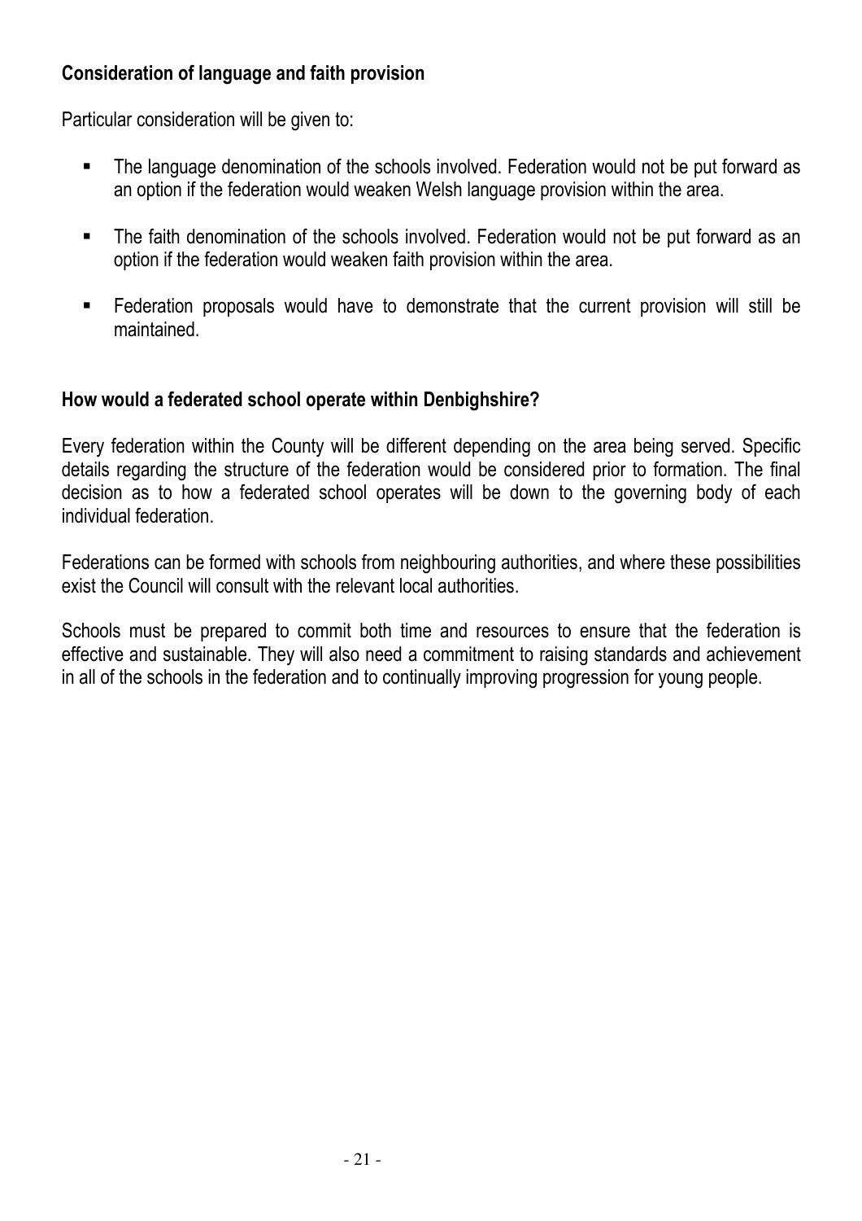**Consideration of language and faith provision**

Particular consideration will be given to:

- The language denomination of the schools involved. Federation would not be put forward as an option if the federation would weaken Welsh language provision within the area.
- The faith denomination of the schools involved. Federation would not be put forward as an option if the federation would weaken faith provision within the area.
- Federation proposals would have to demonstrate that the current provision will still be maintained.

**How would a federated school operate within Denbighshire?**

Every federation within the County will be different depending on the area being served. Specific details regarding the structure of the federation would be considered prior to formation. The final decision as to how a federated school operates will be down to the governing body of each individual federation.

Federations can be formed with schools from neighbouring authorities, and where these possibilities exist the Council will consult with the relevant local authorities.

Schools must be prepared to commit both time and resources to ensure that the federation is effective and sustainable. They will also need a commitment to raising standards and achievement in all of the schools in the federation and to continually improving progression for young people.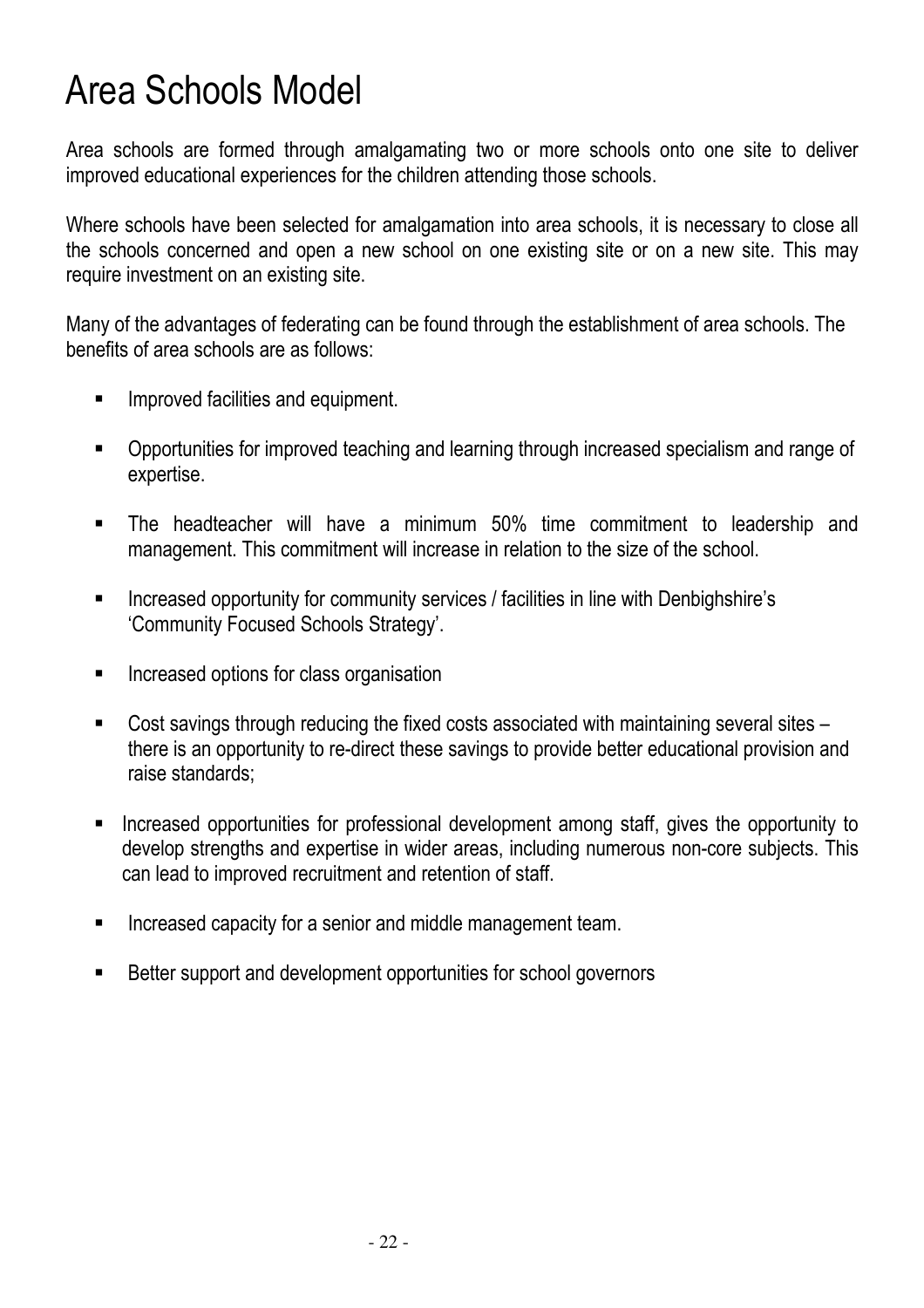# Area Schools Model

Area schools are formed through amalgamating two or more schools onto one site to deliver improved educational experiences for the children attending those schools.

Where schools have been selected for amalgamation into area schools, it is necessary to close all the schools concerned and open a new school on one existing site or on a new site. This may require investment on an existing site.

Many of the advantages of federating can be found through the establishment of area schools. The benefits of area schools are as follows:

- Improved facilities and equipment.
- Opportunities for improved teaching and learning through increased specialism and range of expertise.
- The headteacher will have a minimum 50% time commitment to leadership and management. This commitment will increase in relation to the size of the school.
- Increased opportunity for community services / facilities in line with Denbighshire's 'Community Focused Schools Strategy'.
- Increased options for class organisation
- Cost savings through reducing the fixed costs associated with maintaining several sites – there is an opportunity to re-direct these savings to provide better educational provision and raise standards;
- Increased opportunities for professional development among staff, gives the opportunity to develop strengths and expertise in wider areas, including numerous non-core subjects. This can lead to improved recruitment and retention of staff.
- Increased capacity for a senior and middle management team.
- Better support and development opportunities for school governors